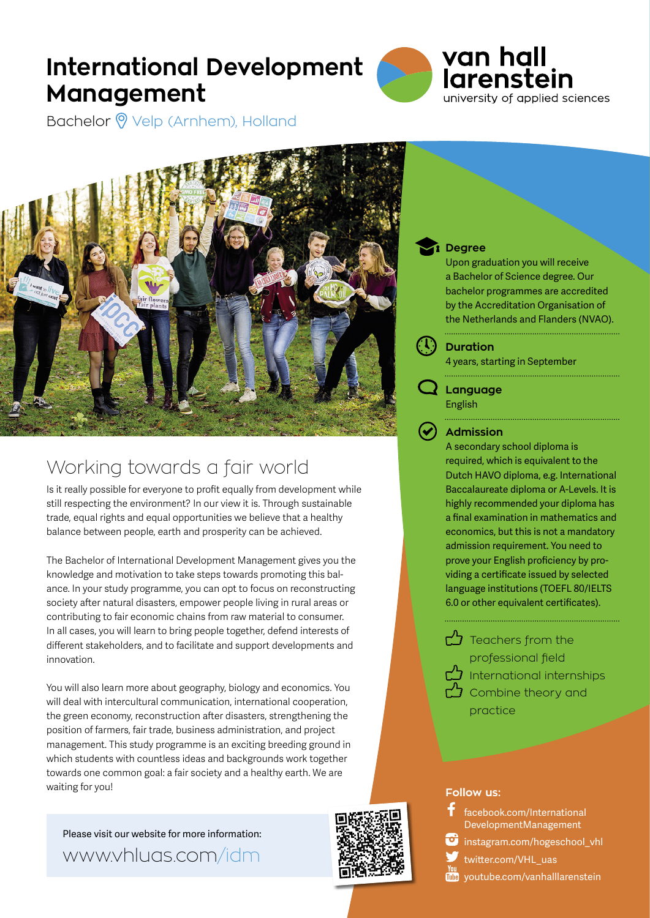# International Development Management

van hall larenstein
university of applied sciences

Bachelor Velp (Arnhem), Holland

## Working towards a fair world

Is it really possible for everyone to profit equally from development while still respecting the environment? In our view it is. Through sustainable trade, equal rights and equal opportunities we believe that a healthy balance between people, earth and prosperity can be achieved.

The Bachelor of International Development Management gives you the knowledge and motivation to take steps towards promoting this balance. In your study programme, you can opt to focus on reconstructing society after natural disasters, empower people living in rural areas or contributing to fair economic chains from raw material to consumer. In all cases, you will learn to bring people together, defend interests of different stakeholders, and to facilitate and support developments and innovation.

You will also learn more about geography, biology and economics. You will deal with intercultural communication, international cooperation, the green economy, reconstruction after disasters, strengthening the position of farmers, fair trade, business administration, and project management. This study programme is an exciting breeding ground in which students with countless ideas and backgrounds work together towards one common goal: a fair society and a healthy earth. We are waiting for you!

Please visit our website for more information:
www.vhluas.com/idm

### Degree

Upon graduation you will receive a Bachelor of Science degree. Our bachelor programmes are accredited by the Accreditation Organisation of the Netherlands and Flanders (NVAO).

### Duration

4 years, starting in September

### Language

English

### Admission

A secondary school diploma is required, which is equivalent to the Dutch HAVO diploma, e.g. International Baccalaureate diploma or A-Levels. It is highly recommended your diploma has a final examination in mathematics and economics, but this is not a mandatory admission requirement. You need to prove your English proficiency by providing a certificate issued by selected language institutions (TOEFL 80/IELTS 6.0 or other equivalent certificates).

- Teachers from the professional field
- International internships
- Combine theory and practice

**Follow us:**

- facebook.com/InternationalDevelopmentManagement
- instagram.com/hogeschool_vhl
- twitter.com/VHL_uas
- youtube.com/vanhalllarenstein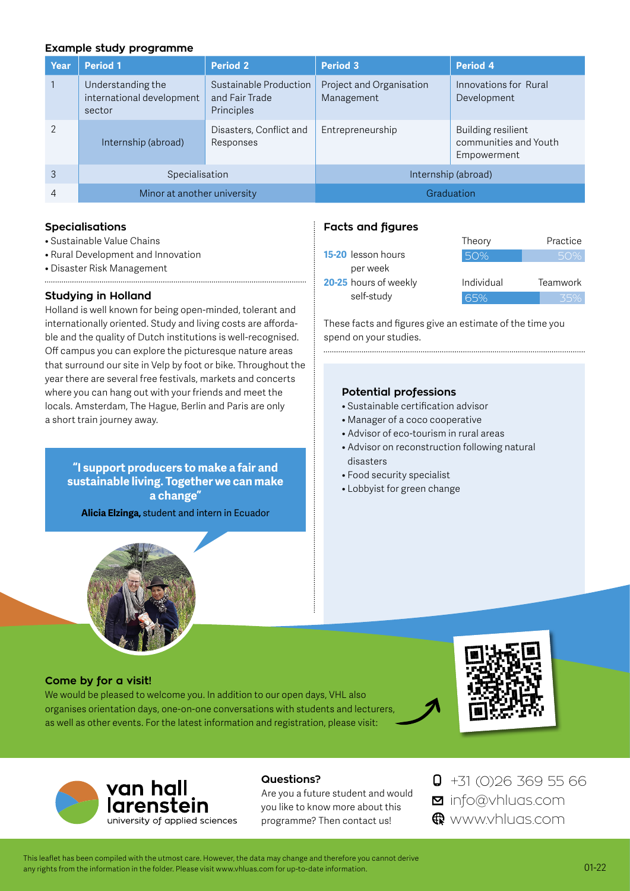### Example study programme

| Year | Period 1 | Period 2 | Period 3 | Period 4 |
| --- | --- | --- | --- | --- |
| 1 | Understanding the international development sector | Sustainable Production and Fair Trade Principles | Project and Organisation Management | Innovations for Rural Development |
| 2 | Internship (abroad) | Disasters, Conflict and Responses | Entrepreneurship | Building resilient communities and Youth Empowerment |
| 3 | Specialisation | | Internship (abroad) | |
| 4 | Minor at another university | | Graduation | |

### Specialisations

- Sustainable Value Chains
- Rural Development and Innovation
- Disaster Risk Management

### Studying in Holland

Holland is well known for being open-minded, tolerant and internationally oriented. Study and living costs are affordable and the quality of Dutch institutions is well-recognised. Off campus you can explore the picturesque nature areas that surround our site in Velp by foot or bike. Throughout the year there are several free festivals, markets and concerts where you can hang out with your friends and meet the locals. Amsterdam, The Hague, Berlin and Paris are only a short train journey away.

**"I support producers to make a fair and sustainable living. Together we can make a change"**

**Alicia Elzinga,** student and intern in Ecuador

### Facts and figures

**15-20** lesson hours per week

**20-25** hours of weekly self-study

Theory 50% – Practice 50%

Individual 65% – Teamwork 35%

These facts and figures give an estimate of the time you spend on your studies.

### Potential professions

- Sustainable certification advisor
- Manager of a coco cooperative
- Advisor of eco-tourism in rural areas
- Advisor on reconstruction following natural disasters
- Food security specialist
- Lobbyist for green change

### Come by for a visit!

We would be pleased to welcome you. In addition to our open days, VHL also organises orientation days, one-on-one conversations with students and lecturers, as well as other events. For the latest information and registration, please visit:

van hall larenstein
university of applied sciences

### Questions?

Are you a future student and would you like to know more about this programme? Then contact us!

+31 (0)26 369 55 66
info@vhluas.com
www.vhluas.com

This leaflet has been compiled with the utmost care. However, the data may change and therefore you cannot derive any rights from the information in the folder. Please visit www.vhluas.com for up-to-date information.

01-22